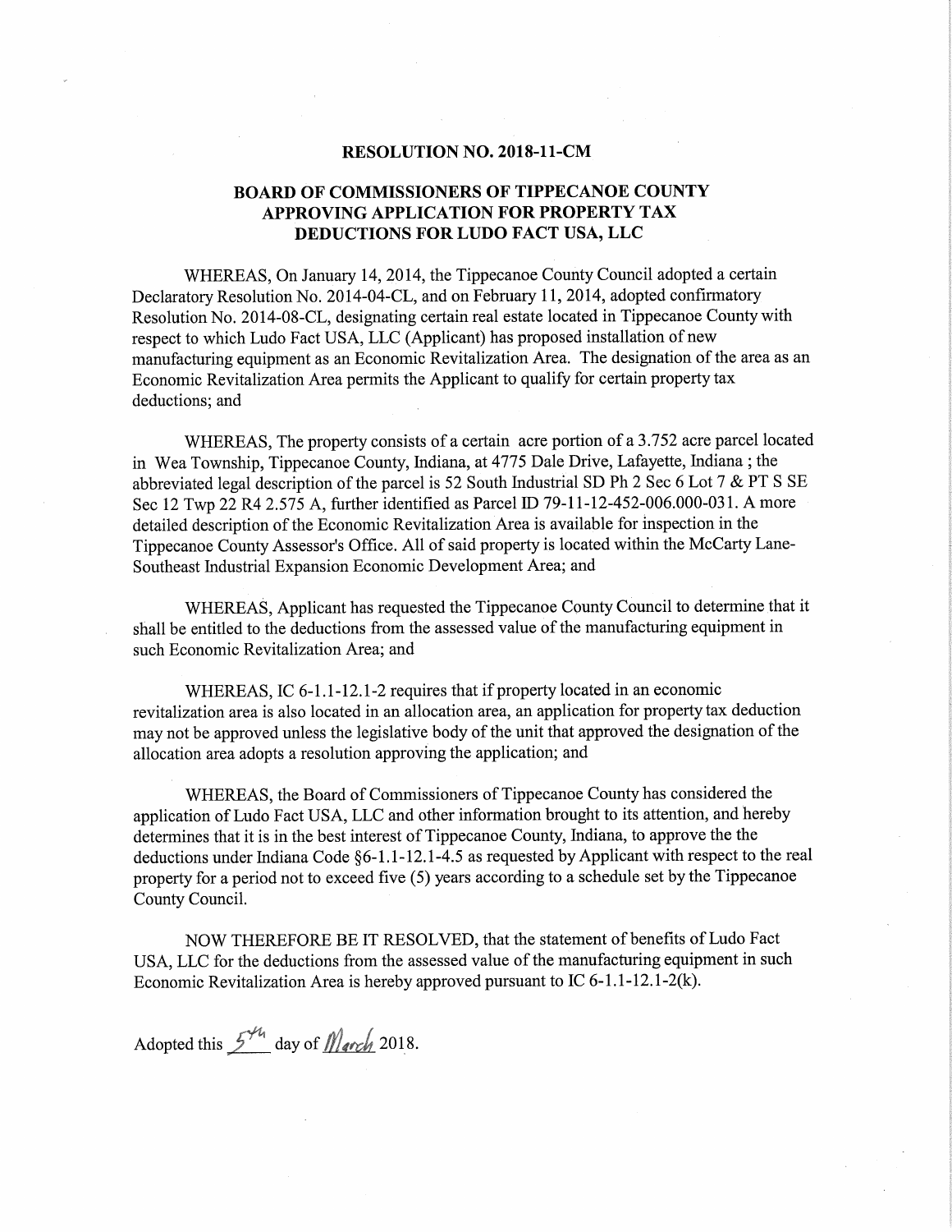**RESOLUTION NO. 2018-11-CM**

**BOARD OF COMMISSIONERS OF TIPPECANOE COUNTY APPROVING APPLICATION FOR PROPERTY TAX DEDUCTIONS FOR LUDO FACT USA, LLC**

WHEREAS, On January 14, 2014, the Tippecanoe County Council adopted a certain Declaratory Resolution No. 2014-04-CL, and on February 11, 2014, adopted confirmatory Resolution No. 2014-08-CL, designating certain real estate located in Tippecanoe County with respect to which Ludo Fact USA, LLC (Applicant) has proposed installation of new manufacturing equipment as an Economic Revitalization Area. The designation of the area as an Economic Revitalization Area permits the Applicant to qualify for certain property tax deductions; and

WHEREAS, The property consists of a certain acre portion of a 3.752 acre parcel located in Wea Township, Tippecanoe County, Indiana, at 4775 Dale Drive, Lafayette, Indiana ; the abbreviated legal description of the parcel is 52 South Industrial SD Ph 2 Sec 6 Lot 7 & PT S SE Sec 12 Twp 22 R4 2.575 A, further identified as Parcel ID 79-11-12-452-006.000-031. A more detailed description of the Economic Revitalization Area is available for inspection in the Tippecanoe County Assessor's Office. All of said property is located within the McCarty Lane-Southeast Industrial Expansion Economic Development Area; and

WHEREAS, Applicant has requested the Tippecanoe County Council to determine that it shall be entitled to the deductions from the assessed value of the manufacturing equipment in such Economic Revitalization Area; and

WHEREAS, IC 6-1.1-12.1-2 requires that if property located in an economic revitalization area is also located in an allocation area, an application for property tax deduction may not be approved unless the legislative body of the unit that approved the designation of the allocation area adopts a resolution approving the application; and

WHEREAS, the Board of Commissioners of Tippecanoe County has considered the application of Ludo Fact USA, LLC and other information brought to its attention, and hereby determines that it is in the best interest of Tippecanoe County, Indiana, to approve the the deductions under Indiana Code §6-1.1-12.1-4.5 as requested by Applicant with respect to the real property for a period not to exceed five (5) years according to a schedule set by the Tippecanoe County Council.

NOW THEREFORE BE IT RESOLVED, that the statement of benefits of Ludo Fact USA, LLC for the deductions from the assessed value of the manufacturing equipment in such Economic Revitalization Area is hereby approved pursuant to IC 6-1.1-12.1-2(k).

Adopted this 5th day of March 2018.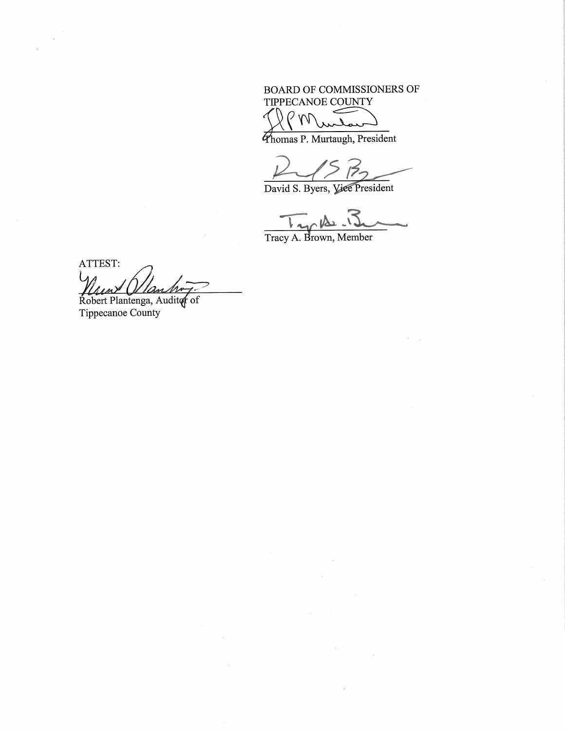BOARD OF COMMISSIONERS OF
TIPPECANOE COUNTY

Thomas P. Murtaugh, President

David S. Byers, Vice President

Tracy A. Brown, Member

ATTEST:

Robert Plantenga, Auditor of
Tippecanoe County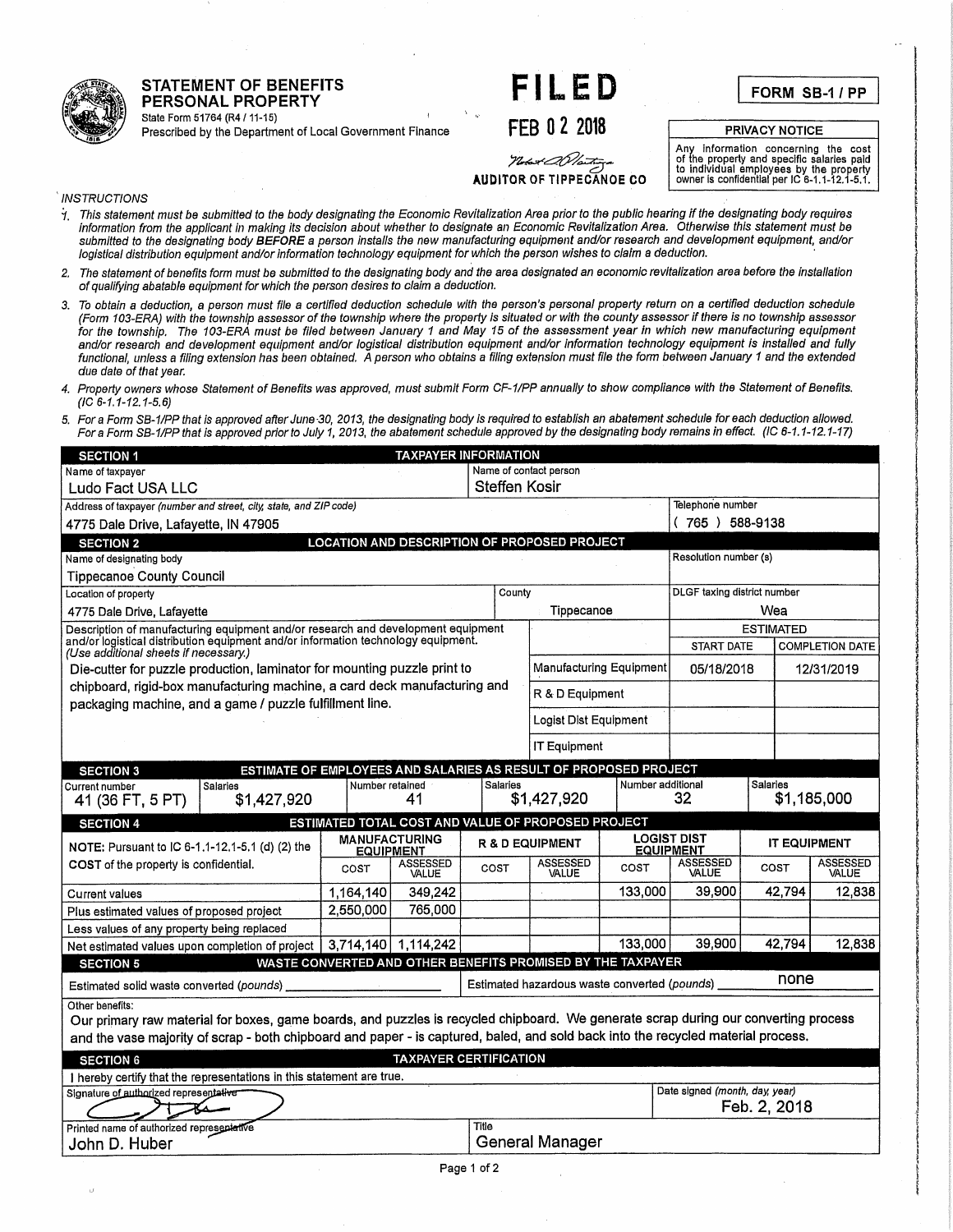# STATEMENT OF BENEFITS PERSONAL PROPERTY

State Form 51764 (R4 / 11-15)
Prescribed by the Department of Local Government Finance

**FILED**
FEB 0 2 2018
AUDITOR OF TIPPECANOE CO

**FORM SB-1 / PP**

**PRIVACY NOTICE**
Any information concerning the cost of the property and specific salaries paid to individual employees by the property owner is confidential per IC 6-1.1-12.1-5.1.

*INSTRUCTIONS*

1. *This statement must be submitted to the body designating the Economic Revitalization Area prior to the public hearing if the designating body requires information from the applicant in making its decision about whether to designate an Economic Revitalization Area. Otherwise this statement must be submitted to the designating body* ***BEFORE*** *a person installs the new manufacturing equipment and/or research and development equipment, and/or logistical distribution equipment and/or information technology equipment for which the person wishes to claim a deduction.*
2. *The statement of benefits form must be submitted to the designating body and the area designated an economic revitalization area before the installation of qualifying abatable equipment for which the person desires to claim a deduction.*
3. *To obtain a deduction, a person must file a certified deduction schedule with the person's personal property return on a certified deduction schedule (Form 103-ERA) with the township assessor of the township where the property is situated or with the county assessor if there is no township assessor for the township. The 103-ERA must be filed between January 1 and May 15 of the assessment year in which new manufacturing equipment and/or research and development equipment and/or logistical distribution equipment and/or information technology equipment is installed and fully functional, unless a filing extension has been obtained. A person who obtains a filing extension must file the form between January 1 and the extended due date of that year.*
4. *Property owners whose Statement of Benefits was approved, must submit Form CF-1/PP annually to show compliance with the Statement of Benefits. (IC 6-1.1-12.1-5.6)*
5. *For a Form SB-1/PP that is approved after June 30, 2013, the designating body is required to establish an abatement schedule for each deduction allowed. For a Form SB-1/PP that is approved prior to July 1, 2013, the abatement schedule approved by the designating body remains in effect. (IC 6-1.1-12.1-17)*

## SECTION 1 — TAXPAYER INFORMATION

| Name of taxpayer | Name of contact person | Telephone number |
|---|---|---|
| Ludo Fact USA LLC | Steffen Kosir | |
| **Address of taxpayer** *(number and street, city, state, and ZIP code)* | | |
| 4775 Dale Drive, Lafayette, IN 47905 | | ( 765 ) 588-9138 |

## SECTION 2 — LOCATION AND DESCRIPTION OF PROPOSED PROJECT

| Name of designating body | Resolution number (s) |
|---|---|
| Tippecanoe County Council | |

| Location of property | County | DLGF taxing district number |
|---|---|---|
| 4775 Dale Drive, Lafayette | Tippecanoe | Wea |

Description of manufacturing equipment and/or research and development equipment and/or logistical distribution equipment and/or information technology equipment. *(Use additional sheets if necessary.)*

Die-cutter for puzzle production, laminator for mounting puzzle print to chipboard, rigid-box manufacturing machine, a card deck manufacturing and packaging machine, and a game / puzzle fulfillment line.

| | ESTIMATED START DATE | ESTIMATED COMPLETION DATE |
|---|---|---|
| Manufacturing Equipment | 05/18/2018 | 12/31/2019 |
| R & D Equipment | | |
| Logist Dist Equipment | | |
| IT Equipment | | |

## SECTION 3 — ESTIMATE OF EMPLOYEES AND SALARIES AS RESULT OF PROPOSED PROJECT

| Current number | Salaries | Number retained | Salaries | Number additional | Salaries |
|---|---|---|---|---|---|
| 41 (36 FT, 5 PT) | $1,427,920 | 41 | $1,427,920 | 32 | $1,185,000 |

## SECTION 4 — ESTIMATED TOTAL COST AND VALUE OF PROPOSED PROJECT

| NOTE: Pursuant to IC 6-1.1-12.1-5.1 (d) (2) the COST of the property is confidential. | MANUFACTURING EQUIPMENT | | R & D EQUIPMENT | | LOGIST DIST EQUIPMENT | | IT EQUIPMENT | |
|---|---|---|---|---|---|---|---|---|
| | COST | ASSESSED VALUE | COST | ASSESSED VALUE | COST | ASSESSED VALUE | COST | ASSESSED VALUE |
| Current values | 1,164,140 | 349,242 | | | 133,000 | 39,900 | 42,794 | 12,838 |
| Plus estimated values of proposed project | 2,550,000 | 765,000 | | | | | | |
| Less values of any property being replaced | | | | | | | | |
| Net estimated values upon completion of project | 3,714,140 | 1,114,242 | | | 133,000 | 39,900 | 42,794 | 12,838 |

## SECTION 5 — WASTE CONVERTED AND OTHER BENEFITS PROMISED BY THE TAXPAYER

Estimated solid waste converted *(pounds)* \_\_\_\_\_\_\_\_\_\_ Estimated hazardous waste converted *(pounds)* none

Other benefits:

Our primary raw material for boxes, game boards, and puzzles is recycled chipboard. We generate scrap during our converting process and the vase majority of scrap - both chipboard and paper - is captured, baled, and sold back into the recycled material process.

## SECTION 6 — TAXPAYER CERTIFICATION

I hereby certify that the representations in this statement are true.

| Signature of authorized representative | Date signed *(month, day, year)* |
|---|---|
| [signature] | Feb. 2, 2018 |

| Printed name of authorized representative | Title |
|---|---|
| John D. Huber | General Manager |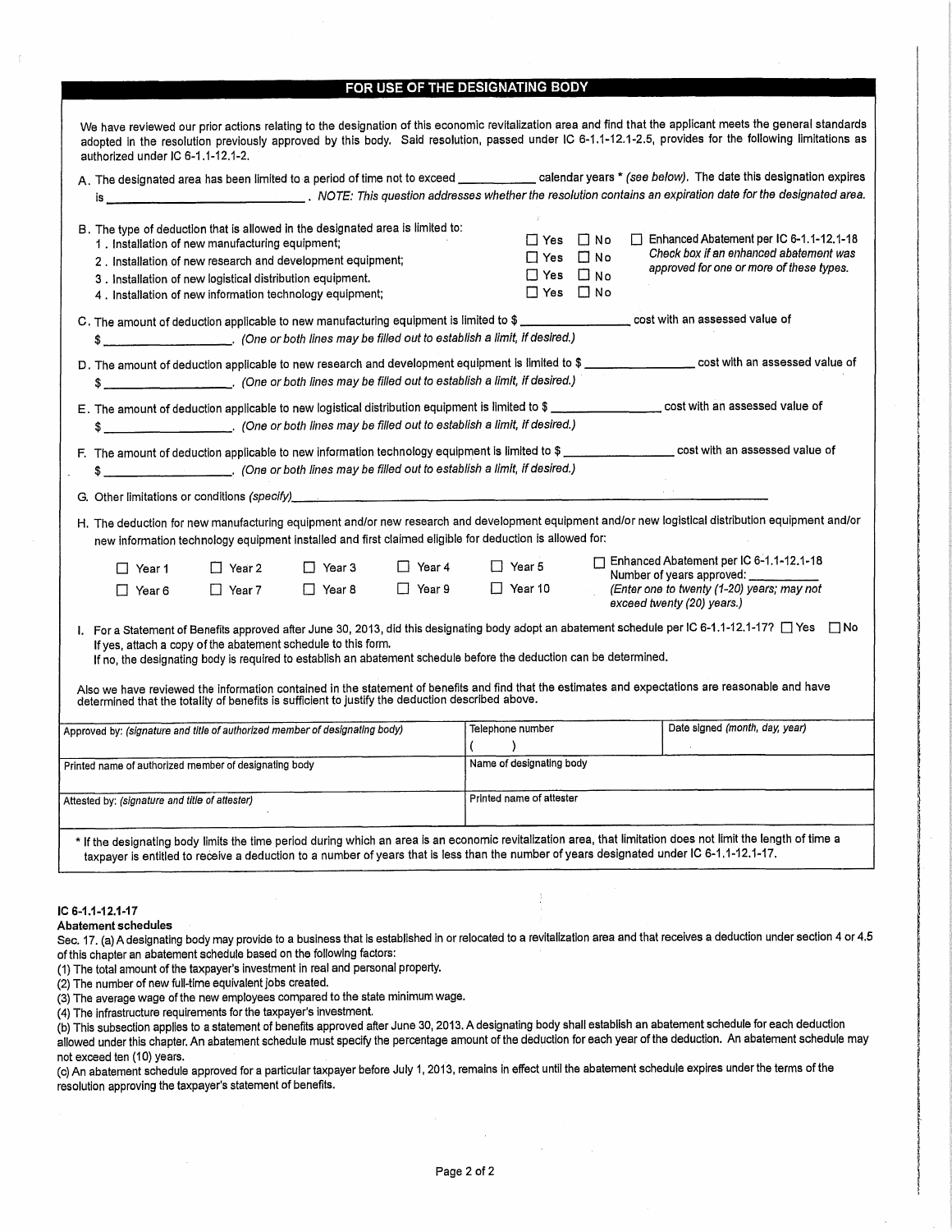## FOR USE OF THE DESIGNATING BODY

We have reviewed our prior actions relating to the designation of this economic revitalization area and find that the applicant meets the general standards adopted in the resolution previously approved by this body. Said resolution, passed under IC 6-1.1-12.1-2.5, provides for the following limitations as authorized under IC 6-1.1-12.1-2.

A. The designated area has been limited to a period of time not to exceed ____________ calendar years * *(see below)*. The date this designation expires is ______________________________. *NOTE: This question addresses whether the resolution contains an expiration date for the designated area.*

B. The type of deduction that is allowed in the designated area is limited to:

1. Installation of new manufacturing equipment; ☐ Yes ☐ No
2. Installation of new research and development equipment; ☐ Yes ☐ No
3. Installation of new logistical distribution equipment. ☐ Yes ☐ No
4. Installation of new information technology equipment; ☐ Yes ☐ No

☐ Enhanced Abatement per IC 6-1.1-12.1-18 *Check box if an enhanced abatement was approved for one or more of these types.*

C. The amount of deduction applicable to new manufacturing equipment is limited to $ ________________ cost with an assessed value of $ ___________________. *(One or both lines may be filled out to establish a limit, if desired.)*

D. The amount of deduction applicable to new research and development equipment is limited to $ ________________ cost with an assessed value of $ ___________________. *(One or both lines may be filled out to establish a limit, if desired.)*

E. The amount of deduction applicable to new logistical distribution equipment is limited to $ ________________ cost with an assessed value of $ ___________________. *(One or both lines may be filled out to establish a limit, if desired.)*

F. The amount of deduction applicable to new information technology equipment is limited to $ ________________ cost with an assessed value of $ ___________________. *(One or both lines may be filled out to establish a limit, if desired.)*

G. Other limitations or conditions *(specify)*________________________________________________

H. The deduction for new manufacturing equipment and/or new research and development equipment and/or new logistical distribution equipment and/or new information technology equipment installed and first claimed eligible for deduction is allowed for:

☐ Year 1 ☐ Year 2 ☐ Year 3 ☐ Year 4 ☐ Year 5
☐ Year 6 ☐ Year 7 ☐ Year 8 ☐ Year 9 ☐ Year 10

☐ Enhanced Abatement per IC 6-1.1-12.1-18
Number of years approved: __________
*(Enter one to twenty (1-20) years; may not exceed twenty (20) years.)*

I. For a Statement of Benefits approved after June 30, 2013, did this designating body adopt an abatement schedule per IC 6-1.1-12.1-17? ☐ Yes ☐ No
If yes, attach a copy of the abatement schedule to this form.
If no, the designating body is required to establish an abatement schedule before the deduction can be determined.

Also we have reviewed the information contained in the statement of benefits and find that the estimates and expectations are reasonable and have determined that the totality of benefits is sufficient to justify the deduction described above.

| Approved by: *(signature and title of authorized member of designating body)* | Telephone number ( ) | Date signed *(month, day, year)* |
|---|---|---|
| Printed name of authorized member of designating body | Name of designating body | |
| Attested by: *(signature and title of attester)* | Printed name of attester | |

* If the designating body limits the time period during which an area is an economic revitalization area, that limitation does not limit the length of time a taxpayer is entitled to receive a deduction to a number of years that is less than the number of years designated under IC 6-1.1-12.1-17.

**IC 6-1.1-12.1-17**
**Abatement schedules**

Sec. 17. (a) A designating body may provide to a business that is established in or relocated to a revitalization area and that receives a deduction under section 4 or 4.5 of this chapter an abatement schedule based on the following factors:
(1) The total amount of the taxpayer's investment in real and personal property.
(2) The number of new full-time equivalent jobs created.
(3) The average wage of the new employees compared to the state minimum wage.
(4) The infrastructure requirements for the taxpayer's investment.
(b) This subsection applies to a statement of benefits approved after June 30, 2013. A designating body shall establish an abatement schedule for each deduction allowed under this chapter. An abatement schedule must specify the percentage amount of the deduction for each year of the deduction. An abatement schedule may not exceed ten (10) years.
(c) An abatement schedule approved for a particular taxpayer before July 1, 2013, remains in effect until the abatement schedule expires under the terms of the resolution approving the taxpayer's statement of benefits.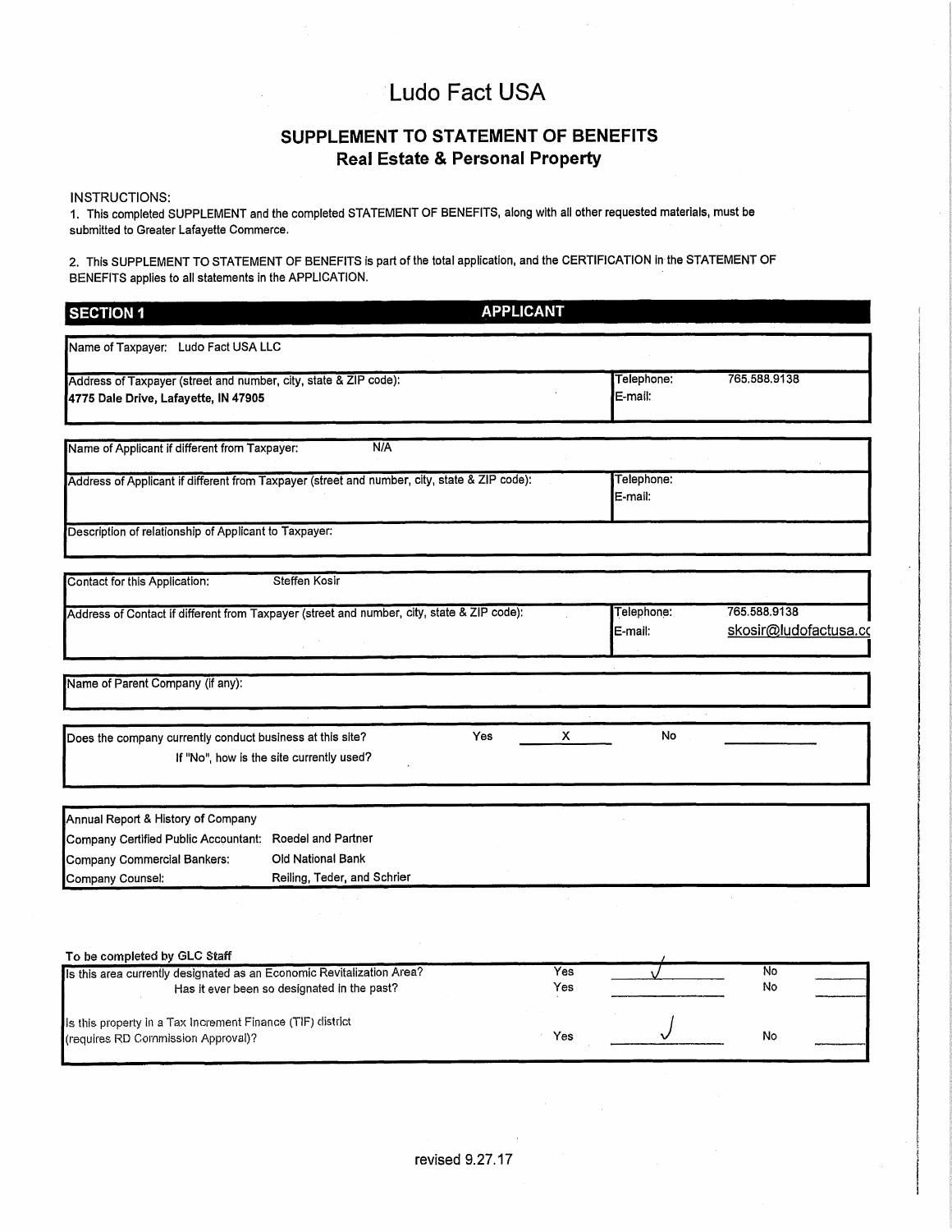# Ludo Fact USA

## SUPPLEMENT TO STATEMENT OF BENEFITS
### Real Estate & Personal Property

INSTRUCTIONS:

1. This completed SUPPLEMENT and the completed STATEMENT OF BENEFITS, along with all other requested materials, must be submitted to Greater Lafayette Commerce.

2. This SUPPLEMENT TO STATEMENT OF BENEFITS is part of the total application, and the CERTIFICATION in the STATEMENT OF BENEFITS applies to all statements in the APPLICATION.

| SECTION 1 | APPLICANT |
|---|---|

| | |
|---|---|
| Name of Taxpayer: Ludo Fact USA LLC | |
| Address of Taxpayer (street and number, city, state & ZIP code): **4775 Dale Drive, Lafayette, IN 47905** | Telephone: 765.588.9138<br>E-mail: |

| | |
|---|---|
| Name of Applicant if different from Taxpayer: N/A | |
| Address of Applicant if different from Taxpayer (street and number, city, state & ZIP code): | Telephone:<br>E-mail: |
| Description of relationship of Applicant to Taxpayer: | |

| | |
|---|---|
| Contact for this Application: Steffen Kosir | |
| Address of Contact if different from Taxpayer (street and number, city, state & ZIP code): | Telephone: 765.588.9138<br>E-mail: skosir@ludofactusa.cc |

Name of Parent Company (if any):

Does the company currently conduct business at this site? Yes X No ____

If "No", how is the site currently used?

| | |
|---|---|
| Annual Report & History of Company | |
| Company Certified Public Accountant: | Roedel and Partner |
| Company Commercial Bankers: | Old National Bank |
| Company Counsel: | Reiling, Teder, and Schrier |

To be completed by GLC Staff

| | | | | |
|---|---|---|---|---|
| Is this area currently designated as an Economic Revitalization Area? | Yes | ✓ | No | |
| Has it ever been so designated in the past? | Yes | | No | |
| Is this property in a Tax Increment Finance (TIF) district (requires RD Commission Approval)? | Yes | ✓ | No | |

revised 9.27.17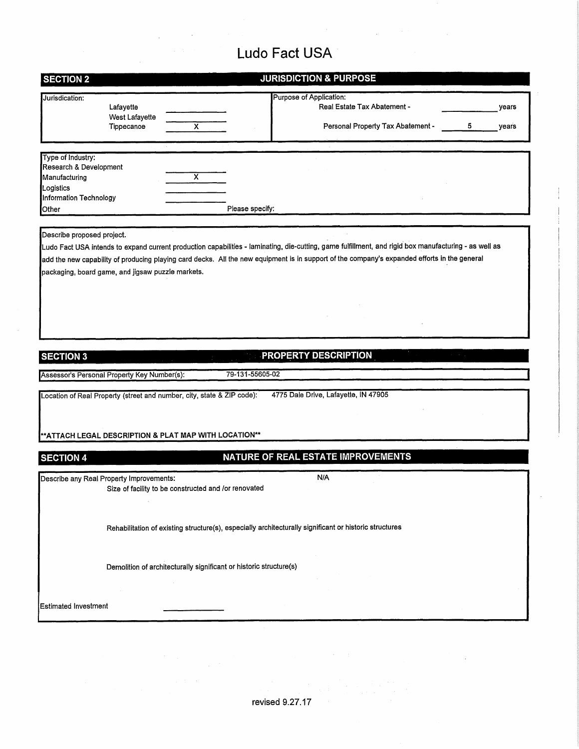# Ludo Fact USA

## SECTION 2 — JURISDICTION & PURPOSE

| Jurisdiction: | | Purpose of Application: | | |
|---|---|---|---|---|
| Lafayette | | Real Estate Tax Abatement - | | years |
| West Lafayette | | | | |
| Tippecanoe | X | Personal Property Tax Abatement - | 5 | years |

| Type of Industry: | |
|---|---|
| Research & Development | |
| Manufacturing | X |
| Logistics | |
| Information Technology | |
| Other | Please specify: |

Describe proposed project.

Ludo Fact USA intends to expand current production capabilities - laminating, die-cutting, game fulfillment, and rigid box manufacturing - as well as add the new capability of producing playing card decks. All the new equipment is in support of the company's expanded efforts in the general packaging, board game, and jigsaw puzzle markets.

## SECTION 3 — PROPERTY DESCRIPTION

Assessor's Personal Property Key Number(s): 79-131-55605-02

Location of Real Property (street and number, city, state & ZIP code): 4775 Dale Drive, Lafayette, IN 47905

****ATTACH LEGAL DESCRIPTION & PLAT MAP WITH LOCATION****

## SECTION 4 — NATURE OF REAL ESTATE IMPROVEMENTS

Describe any Real Property Improvements: N/A

Size of facility to be constructed and /or renovated

Rehabilitation of existing structure(s), especially architecturally significant or historic structures

Demolition of architecturally significant or historic structure(s)

Estimated Investment \_\_\_\_\_\_\_\_\_\_

revised 9.27.17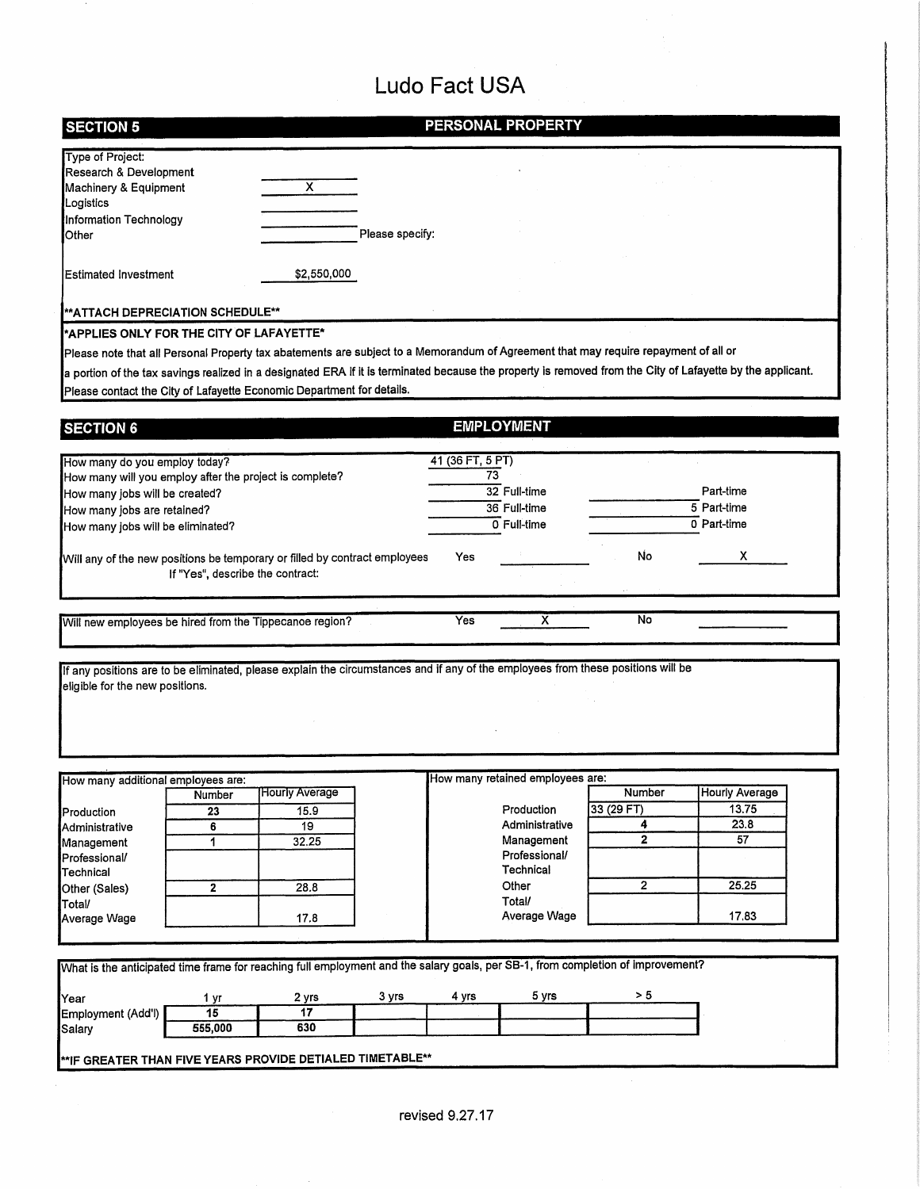# Ludo Fact USA

## SECTION 5 — PERSONAL PROPERTY

| Type of Project: | |
|---|---|
| Research & Development | |
| Machinery & Equipment | X |
| Logistics | |
| Information Technology | |
| Other | Please specify: |

Estimated Investment: $2,550,000

**ATTACH DEPRECIATION SCHEDULE**

**APPLIES ONLY FOR THE CITY OF LAFAYETTE**

Please note that all Personal Property tax abatements are subject to a Memorandum of Agreement that may require repayment of all or a portion of the tax savings realized in a designated ERA if it is terminated because the property is removed from the City of Lafayette by the applicant. Please contact the City of Lafayette Economic Department for details.

## SECTION 6 — EMPLOYMENT

| | | |
|---|---|---|
| How many do you employ today? | 41 (36 FT, 5 PT) | |
| How many will you employ after the project is complete? | 73 | |
| How many jobs will be created? | 32 Full-time | Part-time |
| How many jobs are retained? | 36 Full-time | 5 Part-time |
| How many jobs will be eliminated? | 0 Full-time | 0 Part-time |

Will any of the new positions be temporary or filled by contract employees — Yes: ____ No: X

If "Yes", describe the contract:

Will new employees be hired from the Tippecanoe region? — Yes: X No: ____

If any positions are to be eliminated, please explain the circumstances and if any of the employees from these positions will be eligible for the new positions.

How many additional employees are:

| | Number | Hourly Average |
|---|---|---|
| Production | 23 | 15.9 |
| Administrative | 6 | 19 |
| Management | 1 | 32.25 |
| Professional/ Technical | | |
| Other (Sales) | 2 | 28.8 |
| Total/ Average Wage | | 17.8 |

How many retained employees are:

| | Number | Hourly Average |
|---|---|---|
| Production | 33 (29 FT) | 13.75 |
| Administrative | 4 | 23.8 |
| Management | 2 | 57 |
| Professional/ Technical | | |
| Other | 2 | 25.25 |
| Total/ Average Wage | | 17.83 |

What is the anticipated time frame for reaching full employment and the salary goals, per SB-1, from completion of improvement?

| Year | 1 yr | 2 yrs | 3 yrs | 4 yrs | 5 yrs | > 5 |
|---|---|---|---|---|---|---|
| Employment (Add'l) | 15 | 17 | | | | |
| Salary | 555,000 | 630 | | | | |

**IF GREATER THAN FIVE YEARS PROVIDE DETIALED TIMETABLE**

revised 9.27.17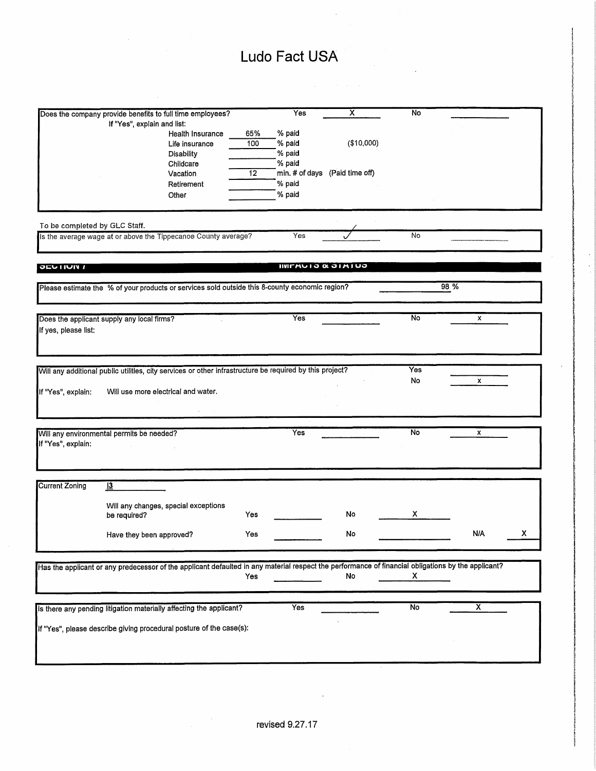# Ludo Fact USA

Does the company provide benefits to full time employees? Yes **X** No

If "Yes", explain and list:

| Benefit | Amount | | |
|---|---|---|---|
| Health Insurance | 65% | % paid | |
| Life insurance | 100 | % paid | ($10,000) |
| Disability | | % paid | |
| Childcare | | % paid | |
| Vacation | 12 | min. # of days | (Paid time off) |
| Retirement | | % paid | |
| Other | | % paid | |

To be completed by GLC Staff.

Is the average wage at or above the Tippecanoe County average? Yes ✓ No

## SECTION 7 IMPACTS & STATUS

Please estimate the % of your products or services sold outside this 8-county economic region? 98 %

Does the applicant supply any local firms? Yes ____ No **x**

If yes, please list:

Will any additional public utilities, city services or other infrastructure be required by this project? Yes ____ No **x**

If "Yes", explain: Will use more electrical and water.

Will any environmental permits be needed? Yes ____ No **x**

If "Yes", explain:

Current Zoning I3

Will any changes, special exceptions be required? Yes ____ No **X**

Have they been approved? Yes ____ No ____ N/A **X**

Has the applicant or any predecessor of the applicant defaulted in any material respect the performance of financial obligations by the applicant? Yes ____ No **X**

Is there any pending litigation materially affecting the applicant? Yes ____ No **X**

If "Yes", please describe giving procedural posture of the case(s):

revised 9.27.17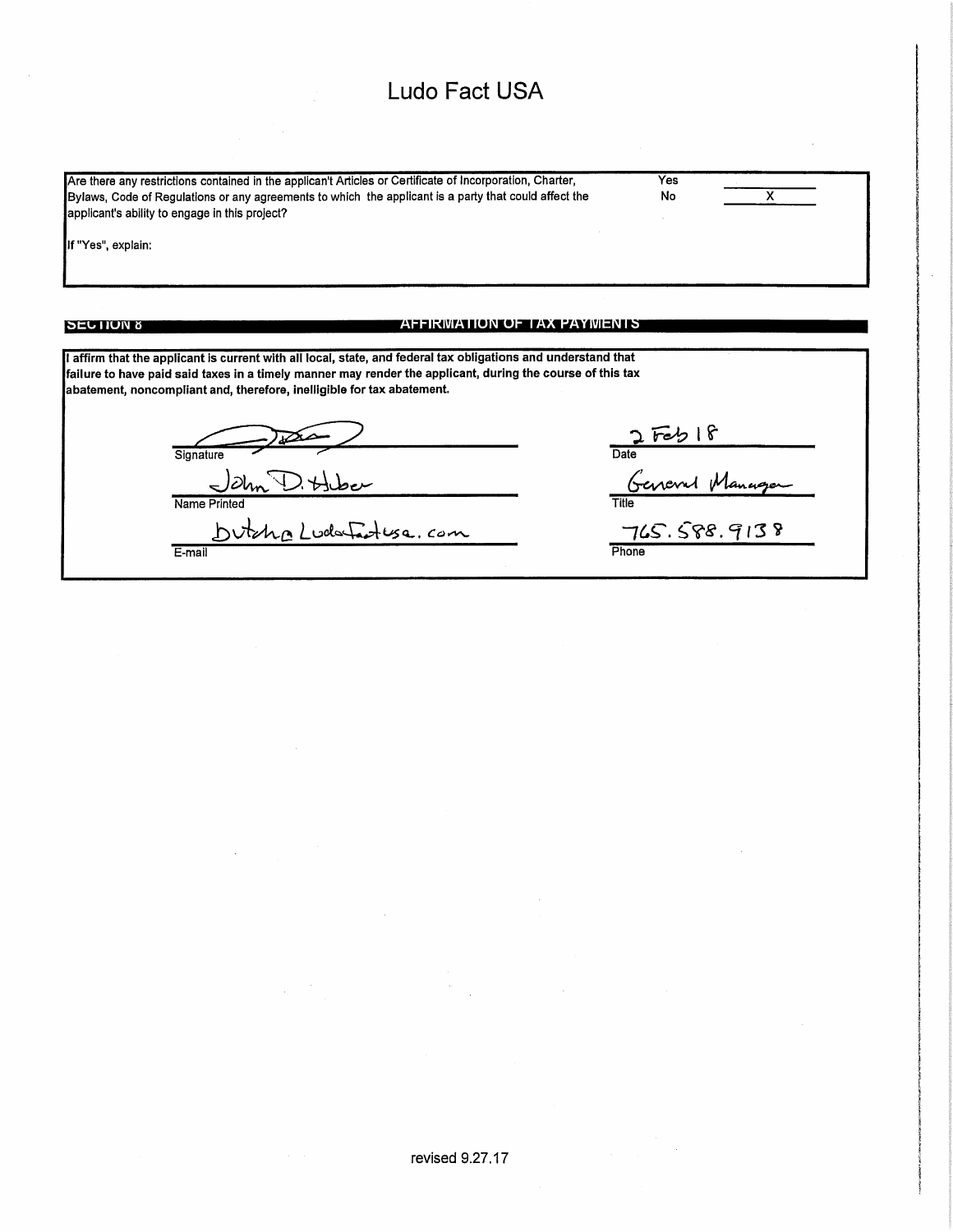# Ludo Fact USA

Are there any restrictions contained in the applicant't Articles or Certificate of Incorporation, Charter, Bylaws, Code of Regulations or any agreements to which the applicant is a party that could affect the applicant's ability to engage in this project?

| | |
|---|---|
| Yes | |
| No | X |

If "Yes", explain:

## SECTION 8 AFFIRMATION OF TAX PAYMENTS

**I affirm that the applicant is current with all local, state, and federal tax obligations and understand that failure to have paid said taxes in a timely manner may render the applicant, during the course of this tax abatement, noncompliant and, therefore, ineligible for tax abatement.**

Signature: [signature]

Date: 2 Feb 18

Name Printed: John D. Huber

Title: General Manager

E-mail: butch@LudoFactusa.com

Phone: 765.588.9138

revised 9.27.17